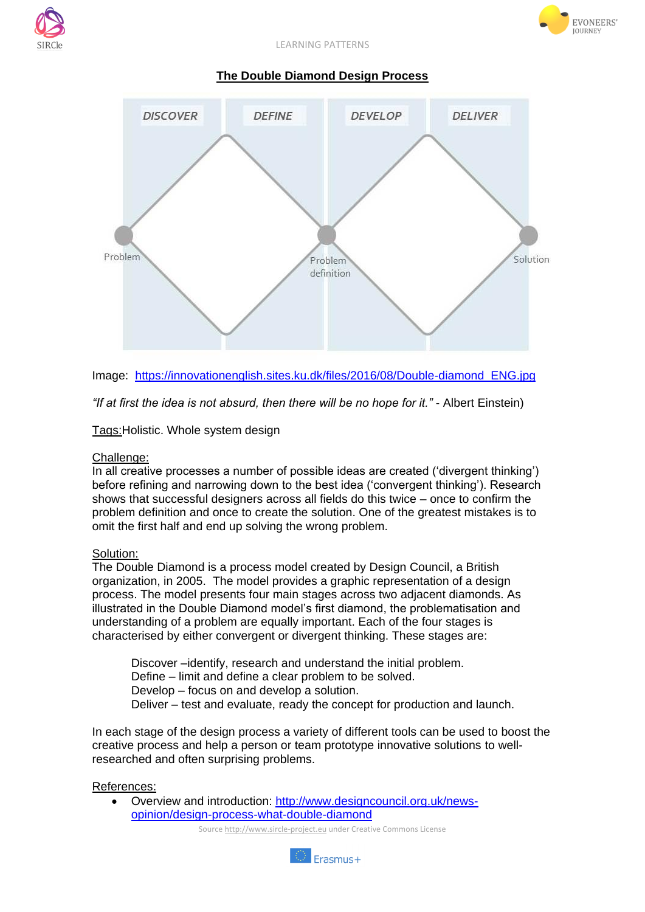## The Double Diamond Design Process

Image: https://innovationenglish.sites.ku.dk/files/2016/08/Double-diamond_ENG.jpg

*"If at first the idea is not absurd, then there will be no hope for it."* - Albert Einstein)

Tags:Holistic. Whole system design

Challenge:
In all creative processes a number of possible ideas are created ('divergent thinking') before refining and narrowing down to the best idea ('convergent thinking'). Research shows that successful designers across all fields do this twice – once to confirm the problem definition and once to create the solution. One of the greatest mistakes is to omit the first half and end up solving the wrong problem.

Solution:
The Double Diamond is a process model created by Design Council, a British organization, in 2005. The model provides a graphic representation of a design process. The model presents four main stages across two adjacent diamonds. As illustrated in the Double Diamond model's first diamond, the problematisation and understanding of a problem are equally important. Each of the four stages is characterised by either convergent or divergent thinking. These stages are:

> Discover –identify, research and understand the initial problem.
> Define – limit and define a clear problem to be solved.
> Develop – focus on and develop a solution.
> Deliver – test and evaluate, ready the concept for production and launch.

In each stage of the design process a variety of different tools can be used to boost the creative process and help a person or team prototype innovative solutions to well-researched and often surprising problems.

References:

- Overview and introduction: http://www.designcouncil.org.uk/news-opinion/design-process-what-double-diamond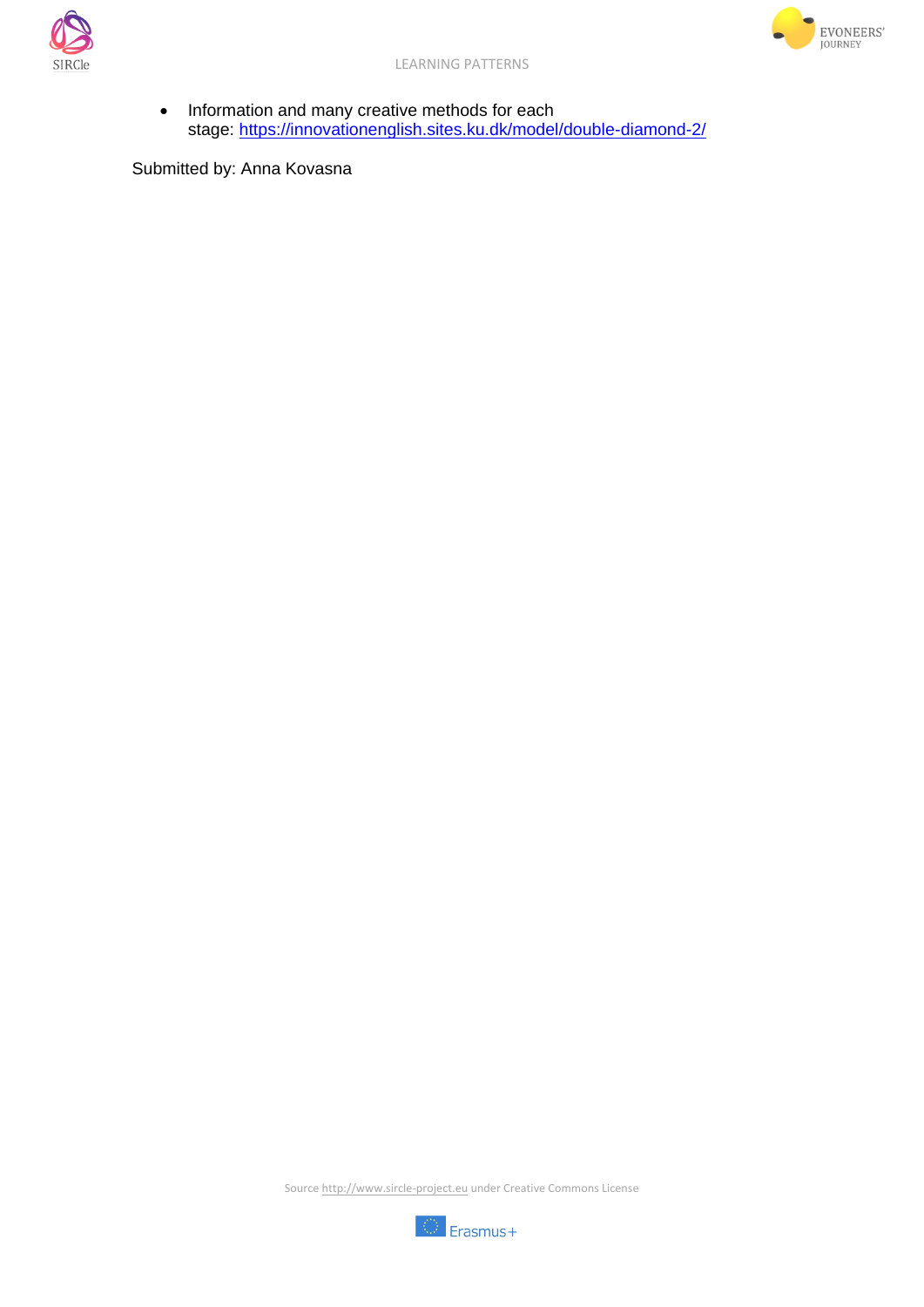- Information and many creative methods for each stage: https://innovationenglish.sites.ku.dk/model/double-diamond-2/

Submitted by: Anna Kovasna